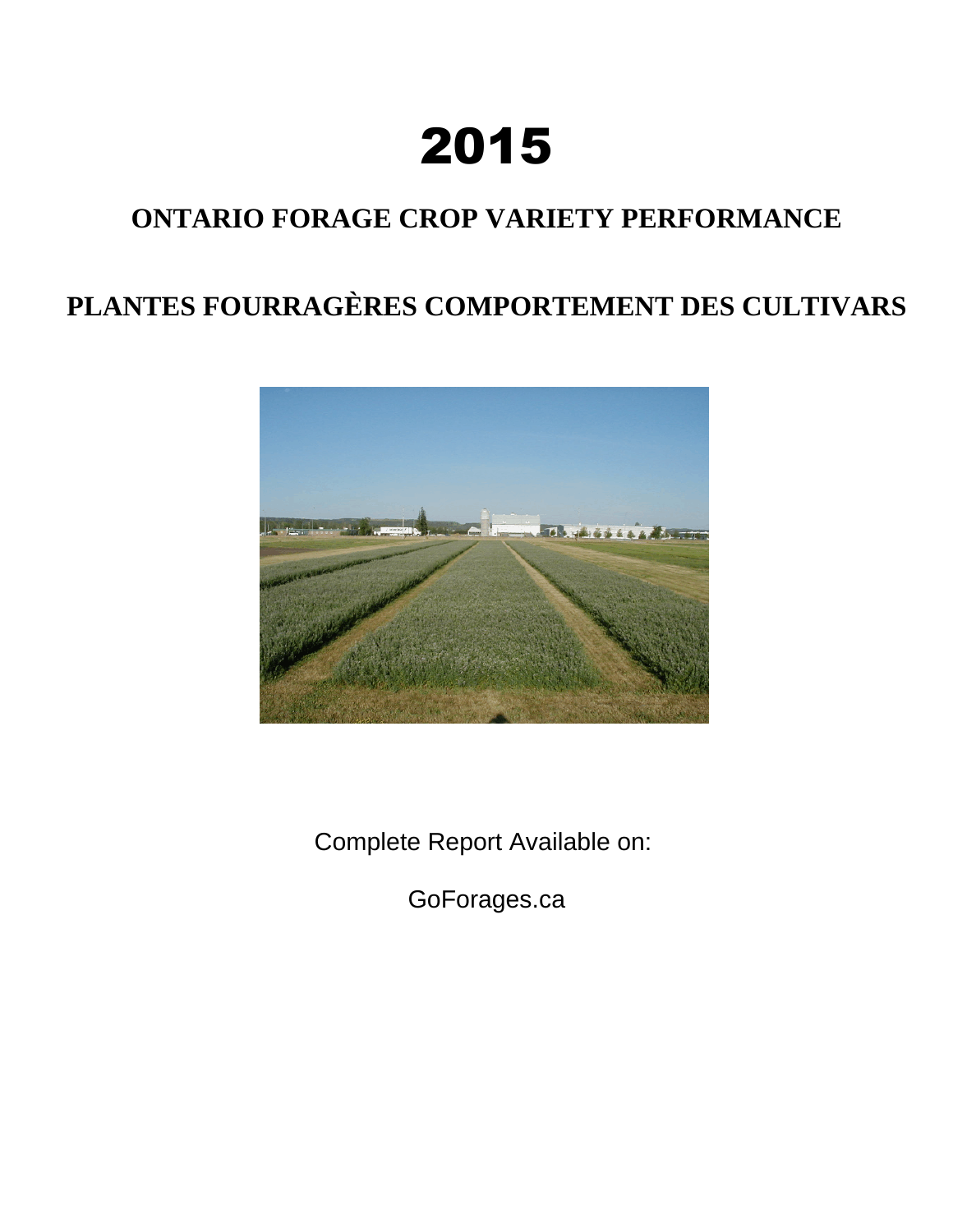# 2015

## ONTARIO FORAGE CROP VARIETY PERFORMANCE

## PLANTES FOURRAGÈRES COMPORTEMENT DES CULTIVARS

Complete Report Available on:

GoForages.ca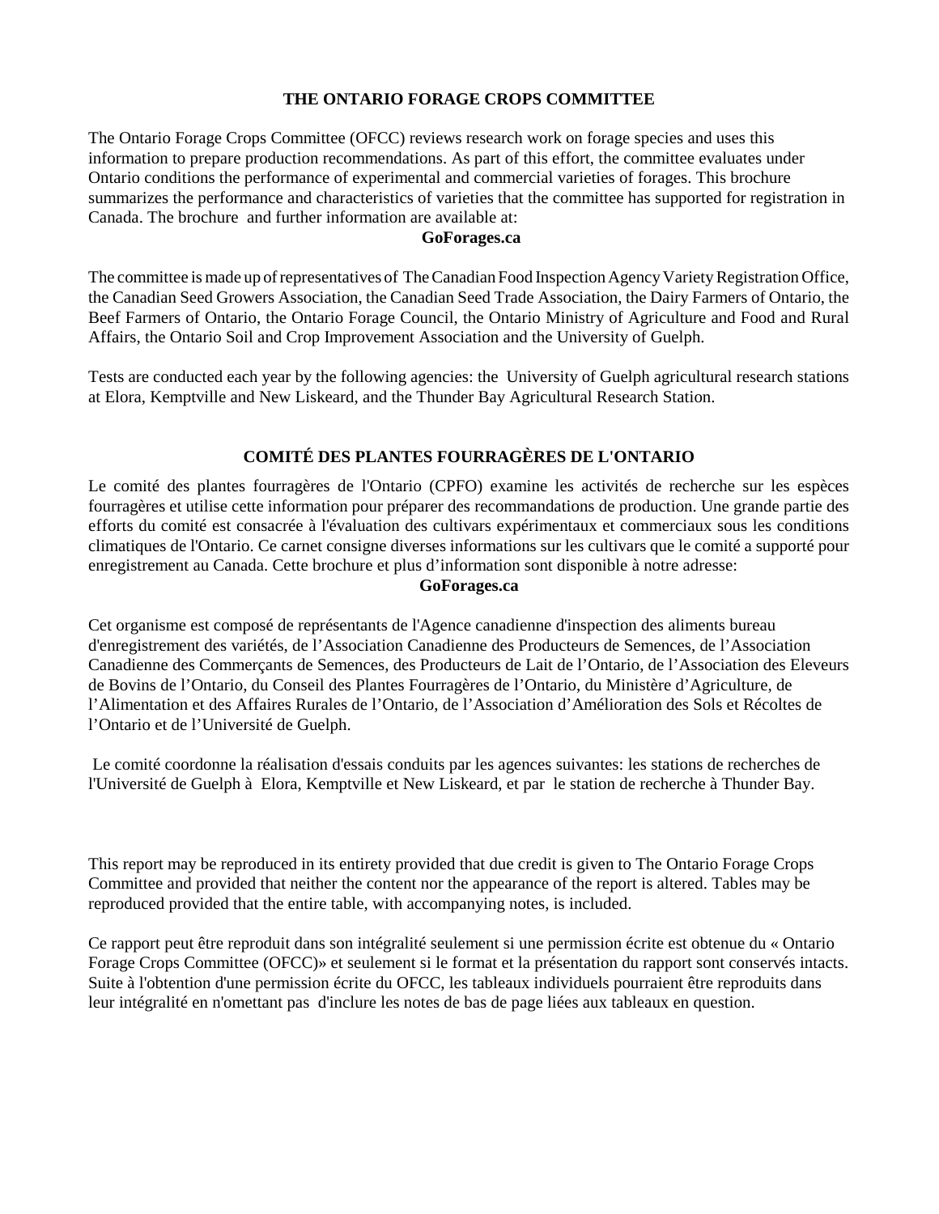## THE ONTARIO FORAGE CROPS COMMITTEE

The Ontario Forage Crops Committee (OFCC) reviews research work on forage species and uses this information to prepare production recommendations. As part of this effort, the committee evaluates under Ontario conditions the performance of experimental and commercial varieties of forages. This brochure summarizes the performance and characteristics of varieties that the committee has supported for registration in Canada. The brochure and further information are available at:

**GoForages.ca**

The committee is made up of representatives of The Canadian Food Inspection Agency Variety Registration Office, the Canadian Seed Growers Association, the Canadian Seed Trade Association, the Dairy Farmers of Ontario, the Beef Farmers of Ontario, the Ontario Forage Council, the Ontario Ministry of Agriculture and Food and Rural Affairs, the Ontario Soil and Crop Improvement Association and the University of Guelph.

Tests are conducted each year by the following agencies: the University of Guelph agricultural research stations at Elora, Kemptville and New Liskeard, and the Thunder Bay Agricultural Research Station.

## COMITÉ DES PLANTES FOURRAGÈRES DE L'ONTARIO

Le comité des plantes fourragères de l'Ontario (CPFO) examine les activités de recherche sur les espèces fourragères et utilise cette information pour préparer des recommandations de production. Une grande partie des efforts du comité est consacrée à l'évaluation des cultivars expérimentaux et commerciaux sous les conditions climatiques de l'Ontario. Ce carnet consigne diverses informations sur les cultivars que le comité a supporté pour enregistrement au Canada. Cette brochure et plus d'information sont disponible à notre adresse:

**GoForages.ca**

Cet organisme est composé de représentants de l'Agence canadienne d'inspection des aliments bureau d'enregistrement des variétés, de l'Association Canadienne des Producteurs de Semences, de l'Association Canadienne des Commerçants de Semences, des Producteurs de Lait de l'Ontario, de l'Association des Eleveurs de Bovins de l'Ontario, du Conseil des Plantes Fourragères de l'Ontario, du Ministère d'Agriculture, de l'Alimentation et des Affaires Rurales de l'Ontario, de l'Association d'Amélioration des Sols et Récoltes de l'Ontario et de l'Université de Guelph.

Le comité coordonne la réalisation d'essais conduits par les agences suivantes: les stations de recherches de l'Université de Guelph à Elora, Kemptville et New Liskeard, et par le station de recherche à Thunder Bay.

This report may be reproduced in its entirety provided that due credit is given to The Ontario Forage Crops Committee and provided that neither the content nor the appearance of the report is altered. Tables may be reproduced provided that the entire table, with accompanying notes, is included.

Ce rapport peut être reproduit dans son intégralité seulement si une permission écrite est obtenue du « Ontario Forage Crops Committee (OFCC)» et seulement si le format et la présentation du rapport sont conservés intacts. Suite à l'obtention d'une permission écrite du OFCC, les tableaux individuels pourraient être reproduits dans leur intégralité en n'omettant pas d'inclure les notes de bas de page liées aux tableaux en question.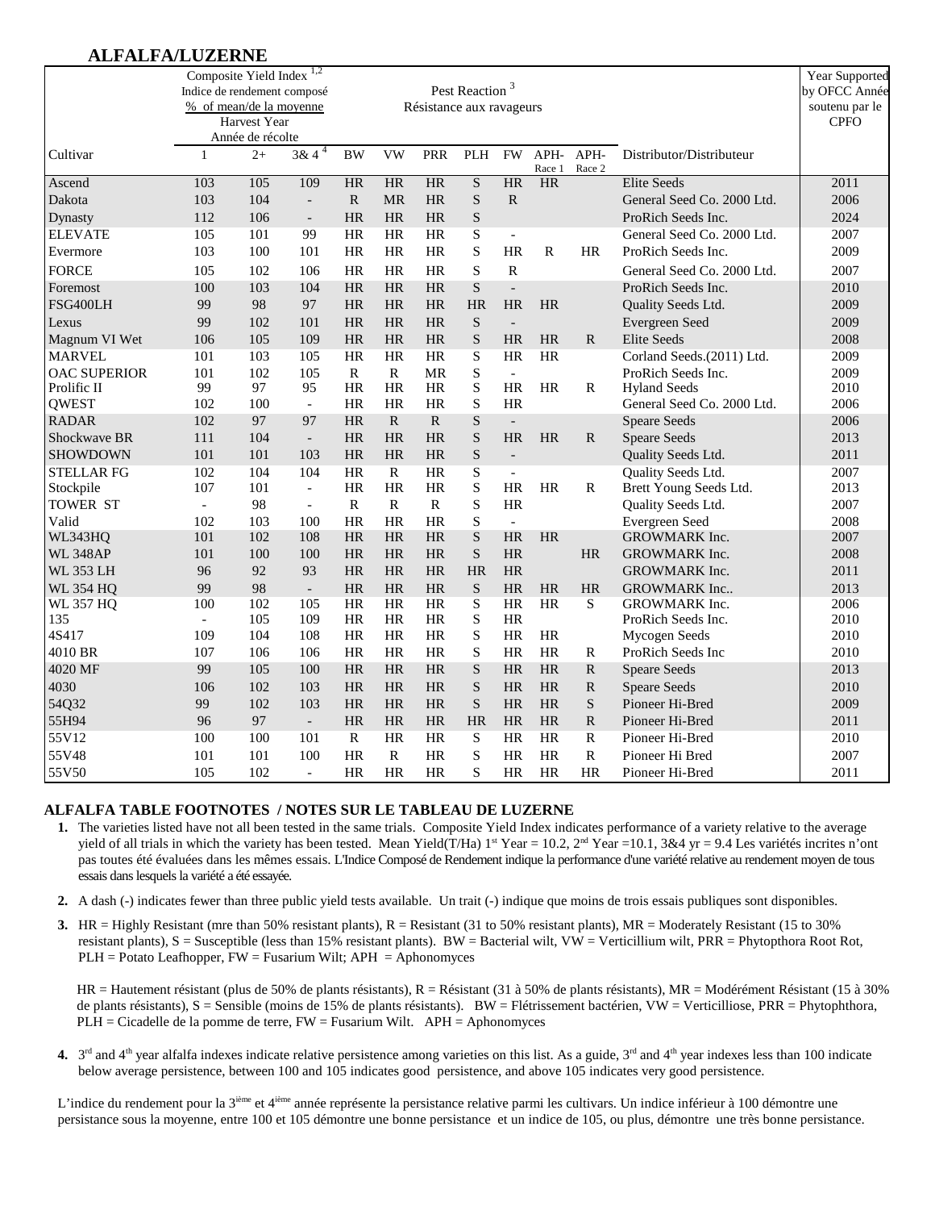## ALFALFA/LUZERNE

| Cultivar | Composite Yield Index [1,2] Indice de rendement composé % of mean/de la moyenne Harvest Year Année de récolte 1 | 2+ | 3& 4 [4] | Pest Reaction [3] Résistance aux ravageurs BW | VW | PRR | PLH | FW | APH-Race 1 | APH-Race 2 | Distributor/Distributeur | Year Supported by OFCC Année soutenu par le CPFO |
|---|---|---|---|---|---|---|---|---|---|---|---|---|
| Ascend | 103 | 105 | 109 | HR | HR | HR | S | HR | HR | | Elite Seeds | 2011 |
| Dakota | 103 | 104 | - | R | MR | HR | S | R | | | General Seed Co. 2000 Ltd. | 2006 |
| Dynasty | 112 | 106 | - | HR | HR | HR | S | | | | ProRich Seeds Inc. | 2024 |
| ELEVATE | 105 | 101 | 99 | HR | HR | HR | S | - | | | General Seed Co. 2000 Ltd. | 2007 |
| Evermore | 103 | 100 | 101 | HR | HR | HR | S | HR | R | HR | ProRich Seeds Inc. | 2009 |
| FORCE | 105 | 102 | 106 | HR | HR | HR | S | R | | | General Seed Co. 2000 Ltd. | 2007 |
| Foremost | 100 | 103 | 104 | HR | HR | HR | S | - | | | ProRich Seeds Inc. | 2010 |
| FSG400LH | 99 | 98 | 97 | HR | HR | HR | HR | HR | HR | | Quality Seeds Ltd. | 2009 |
| Lexus | 99 | 102 | 101 | HR | HR | HR | S | - | | | Evergreen Seed | 2009 |
| Magnum VI Wet | 106 | 105 | 109 | HR | HR | HR | S | HR | HR | R | Elite Seeds | 2008 |
| MARVEL | 101 | 103 | 105 | HR | HR | HR | S | HR | HR | | Corland Seeds.(2011) Ltd. | 2009 |
| OAC SUPERIOR | 101 | 102 | 105 | R | R | MR | S | - | | | ProRich Seeds Inc. | 2009 |
| Prolific II | 99 | 97 | 95 | HR | HR | HR | S | HR | HR | R | Hyland Seeds | 2010 |
| QWEST | 102 | 100 | - | HR | HR | HR | S | HR | | | General Seed Co. 2000 Ltd. | 2006 |
| RADAR | 102 | 97 | 97 | HR | R | R | S | - | | | Speare Seeds | 2006 |
| Shockwave BR | 111 | 104 | - | HR | HR | HR | S | HR | HR | R | Speare Seeds | 2013 |
| SHOWDOWN | 101 | 101 | 103 | HR | HR | HR | S | - | | | Quality Seeds Ltd. | 2011 |
| STELLAR FG | 102 | 104 | 104 | HR | R | HR | S | - | | | Quality Seeds Ltd. | 2007 |
| Stockpile | 107 | 101 | - | HR | HR | HR | S | HR | HR | R | Brett Young Seeds Ltd. | 2013 |
| TOWER ST | - | 98 | - | R | R | R | S | HR | | | Quality Seeds Ltd. | 2007 |
| Valid | 102 | 103 | 100 | HR | HR | HR | S | - | | | Evergreen Seed | 2008 |
| WL343HQ | 101 | 102 | 108 | HR | HR | HR | S | HR | HR | | GROWMARK Inc. | 2007 |
| WL 348AP | 101 | 100 | 100 | HR | HR | HR | S | HR | | HR | GROWMARK Inc. | 2008 |
| WL 353 LH | 96 | 92 | 93 | HR | HR | HR | HR | HR | | | GROWMARK Inc. | 2011 |
| WL 354 HQ | 99 | 98 | - | HR | HR | HR | S | HR | HR | HR | GROWMARK Inc.. | 2013 |
| WL 357 HQ | 100 | 102 | 105 | HR | HR | HR | S | HR | HR | S | GROWMARK Inc. | 2006 |
| 135 | - | 105 | 109 | HR | HR | HR | S | HR | | | ProRich Seeds Inc. | 2010 |
| 4S417 | 109 | 104 | 108 | HR | HR | HR | S | HR | HR | | Mycogen Seeds | 2010 |
| 4010 BR | 107 | 106 | 106 | HR | HR | HR | S | HR | HR | R | ProRich Seeds Inc | 2010 |
| 4020 MF | 99 | 105 | 100 | HR | HR | HR | S | HR | HR | R | Speare Seeds | 2013 |
| 4030 | 106 | 102 | 103 | HR | HR | HR | S | HR | HR | R | Speare Seeds | 2010 |
| 54Q32 | 99 | 102 | 103 | HR | HR | HR | S | HR | HR | S | Pioneer Hi-Bred | 2009 |
| 55H94 | 96 | 97 | - | HR | HR | HR | HR | HR | HR | R | Pioneer Hi-Bred | 2011 |
| 55V12 | 100 | 100 | 101 | R | HR | HR | S | HR | HR | R | Pioneer Hi-Bred | 2010 |
| 55V48 | 101 | 101 | 100 | HR | R | HR | S | HR | HR | R | Pioneer Hi Bred | 2007 |
| 55V50 | 105 | 102 | - | HR | HR | HR | S | HR | HR | HR | Pioneer Hi-Bred | 2011 |

### ALFALFA TABLE FOOTNOTES / NOTES SUR LE TABLEAU DE LUZERNE

1. The varieties listed have not all been tested in the same trials. Composite Yield Index indicates performance of a variety relative to the average yield of all trials in which the variety has been tested. Mean Yield(T/Ha) 1st Year = 10.2, 2nd Year =10.1, 3&4 yr = 9.4 Les variétés incrites n'ont pas toutes été évaluées dans les mêmes essais. L'Indice Composé de Rendement indique la performance d'une variété relative au rendement moyen de tous essais dans lesquels la variété a été essayée.

2. A dash (-) indicates fewer than three public yield tests available. Un trait (-) indique que moins de trois essais publiques sont disponibles.

3. HR = Highly Resistant (mre than 50% resistant plants), R = Resistant (31 to 50% resistant plants), MR = Moderately Resistant (15 to 30% resistant plants), S = Susceptible (less than 15% resistant plants). BW = Bacterial wilt, VW = Verticillium wilt, PRR = Phytopthora Root Rot, PLH = Potato Leafhopper, FW = Fusarium Wilt; APH = Aphonomyces

   HR = Hautement résistant (plus de 50% de plants résistants), R = Résistant (31 à 50% de plants résistants), MR = Modérément Résistant (15 à 30% de plants résistants), S = Sensible (moins de 15% de plants résistants). BW = Flétrissement bactérien, VW = Verticilliose, PRR = Phytophthora, PLH = Cicadelle de la pomme de terre, FW = Fusarium Wilt. APH = Aphonomyces

4. 3rd and 4th year alfalfa indexes indicate relative persistence among varieties on this list. As a guide, 3rd and 4th year indexes less than 100 indicate below average persistence, between 100 and 105 indicates good persistence, and above 105 indicates very good persistence.

L'indice du rendement pour la 3ième et 4ième année représente la persistance relative parmi les cultivars. Un indice inférieur à 100 démontre une persistance sous la moyenne, entre 100 et 105 démontre une bonne persistance et un indice de 105, ou plus, démontre une très bonne persistance.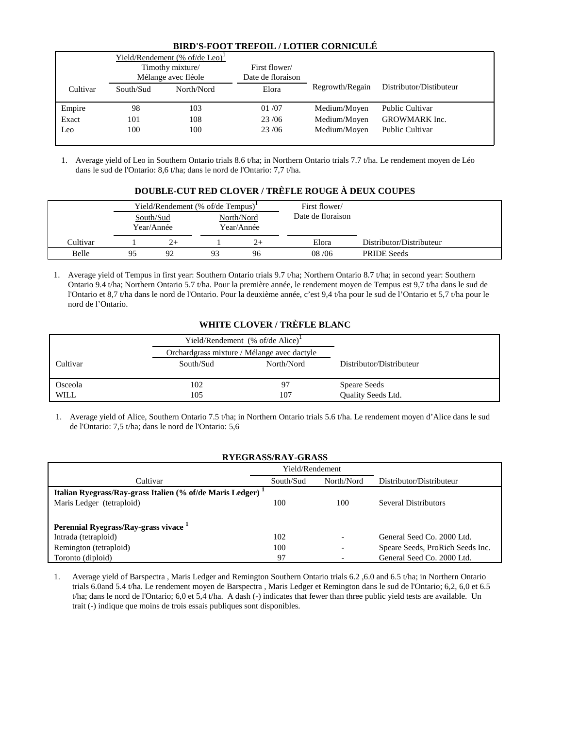## BIRD'S-FOOT TREFOIL / LOTIER CORNICULÉ

| Cultivar | Yield/Rendement (% of/de Leo)[1] Timothy mixture/ Mélange avec fléole | | First flower/ Date de floraison | Regrowth/Regain | Distributor/Distibuteur |
|---|---|---|---|---|---|
| | South/Sud | North/Nord | Elora | | |
| Empire | 98 | 103 | 01 /07 | Medium/Moyen | Public Cultivar |
| Exact | 101 | 108 | 23 /06 | Medium/Moyen | GROWMARK Inc. |
| Leo | 100 | 100 | 23 /06 | Medium/Moyen | Public Cultivar |

1. Average yield of Leo in Southern Ontario trials 8.6 t/ha; in Northern Ontario trials 7.7 t/ha. Le rendement moyen de Léo dans le sud de l'Ontario: 8,6 t/ha; dans le nord de l'Ontario: 7,7 t/ha.

## DOUBLE-CUT RED CLOVER / TRÈFLE ROUGE À DEUX COUPES

| Cultivar | Yield/Rendement (% of/de Tempus)[1] | | | | First flower/ Date de floraison | Distributor/Distributeur |
|---|---|---|---|---|---|---|
| | South/Sud Year/Année | | North/Nord Year/Année | | | |
| | 1 | 2+ | 1 | 2+ | Elora | |
| Belle | 95 | 92 | 93 | 96 | 08 /06 | PRIDE Seeds |

1. Average yield of Tempus in first year: Southern Ontario trials 9.7 t/ha; Northern Ontario 8.7 t/ha; in second year: Southern Ontario 9.4 t/ha; Northern Ontario 5.7 t/ha. Pour la première année, le rendement moyen de Tempus est 9,7 t/ha dans le sud de l'Ontario et 8,7 t/ha dans le nord de l'Ontario. Pour la deuxième année, c'est 9,4 t/ha pour le sud de l'Ontario et 5,7 t/ha pour le nord de l'Ontario.

## WHITE CLOVER / TRÈFLE BLANC

| Cultivar | Yield/Rendement (% of/de Alice)[1] Orchardgrass mixture / Mélange avec dactyle | | Distributor/Distributeur |
|---|---|---|---|
| | South/Sud | North/Nord | |
| Osceola | 102 | 97 | Speare Seeds |
| WILL | 105 | 107 | Quality Seeds Ltd. |

1. Average yield of Alice, Southern Ontario 7.5 t/ha; in Northern Ontario trials 5.6 t/ha. Le rendement moyen d'Alice dans le sud de l'Ontario: 7,5 t/ha; dans le nord de l'Ontario: 5,6

## RYEGRASS/RAY-GRASS

| Cultivar | Yield/Rendement | | Distributor/Distributeur |
|---|---|---|---|
| | South/Sud | North/Nord | |
| **Italian Ryegrass/Ray-grass Italien (% of/de Maris Ledger)[1]** | | | |
| Maris Ledger (tetraploid) | 100 | 100 | Several Distributors |
| **Perennial Ryegrass/Ray-grass vivace[1]** | | | |
| Intrada (tetraploid) | 102 | - | General Seed Co. 2000 Ltd. |
| Remington (tetraploid) | 100 | - | Speare Seeds, ProRich Seeds Inc. |
| Toronto (diploid) | 97 | - | General Seed Co. 2000 Ltd. |

1. Average yield of Barspectra , Maris Ledger and Remington Southern Ontario trials 6.2 ,6.0 and 6.5 t/ha; in Northern Ontario trials 6.0and 5.4 t/ha. Le rendement moyen de Barspectra , Maris Ledger et Remington dans le sud de l'Ontario; 6,2, 6,0 et 6.5 t/ha; dans le nord de l'Ontario; 6,0 et 5,4 t/ha. A dash (-) indicates that fewer than three public yield tests are available. Un trait (-) indique que moins de trois essais publiques sont disponibles.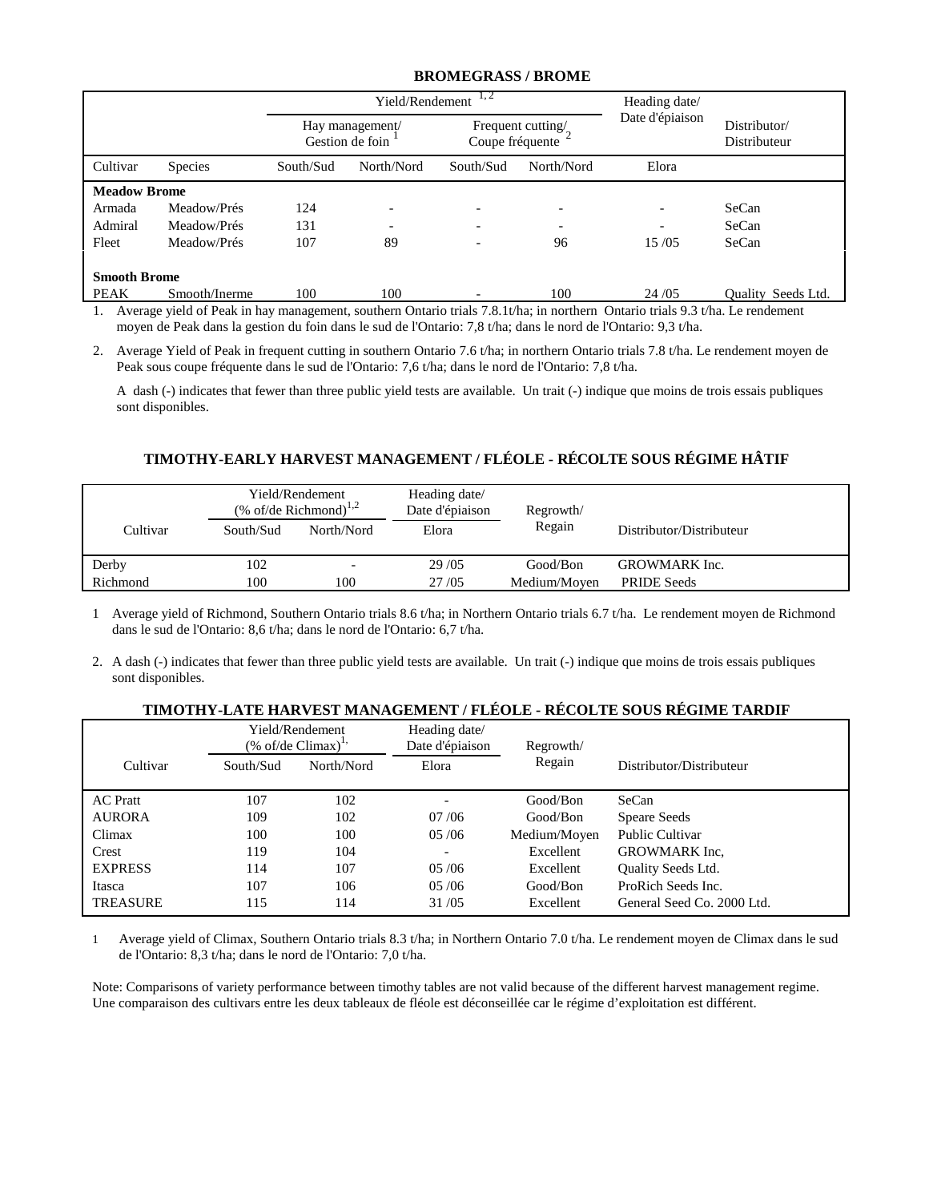## BROMEGRASS / BROME

| | | Yield/Rendement [1,2] | | | | Heading date/ Date d'épiaison | Distributor/ Distributeur |
|---|---|---|---|---|---|---|---|
| | | Hay management/ Gestion de foin [1] | | Frequent cutting/ Coupe fréquente [2] | | | |
| Cultivar | Species | South/Sud | North/Nord | South/Sud | North/Nord | Elora | |
| **Meadow Brome** | | | | | | | |
| Armada | Meadow/Prés | 124 | - | - | - | - | SeCan |
| Admiral | Meadow/Prés | 131 | - | - | - | - | SeCan |
| Fleet | Meadow/Prés | 107 | 89 | - | 96 | 15 /05 | SeCan |
| **Smooth Brome** | | | | | | | |
| PEAK | Smooth/Inerme | 100 | 100 | - | 100 | 24 /05 | Quality Seeds Ltd. |

1. Average yield of Peak in hay management, southern Ontario trials 7.8.1t/ha; in northern Ontario trials 9.3 t/ha. Le rendement moyen de Peak dans la gestion du foin dans le sud de l'Ontario: 7,8 t/ha; dans le nord de l'Ontario: 9,3 t/ha.

2. Average Yield of Peak in frequent cutting in southern Ontario 7.6 t/ha; in northern Ontario trials 7.8 t/ha. Le rendement moyen de Peak sous coupe fréquente dans le sud de l'Ontario: 7,6 t/ha; dans le nord de l'Ontario: 7,8 t/ha.

A dash (-) indicates that fewer than three public yield tests are available. Un trait (-) indique que moins de trois essais publiques sont disponibles.

## TIMOTHY-EARLY HARVEST MANAGEMENT / FLÉOLE - RÉCOLTE SOUS RÉGIME HÂTIF

| Cultivar | Yield/Rendement (% of/de Richmond)[1,2] | | Heading date/ Date d'épiaison | Regrowth/ Regain | Distributor/Distributeur |
|---|---|---|---|---|---|
| | South/Sud | North/Nord | Elora | | |
| Derby | 102 | - | 29 /05 | Good/Bon | GROWMARK Inc. |
| Richmond | 100 | 100 | 27 /05 | Medium/Moyen | PRIDE Seeds |

1 Average yield of Richmond, Southern Ontario trials 8.6 t/ha; in Northern Ontario trials 6.7 t/ha. Le rendement moyen de Richmond dans le sud de l'Ontario: 8,6 t/ha; dans le nord de l'Ontario: 6,7 t/ha.

2. A dash (-) indicates that fewer than three public yield tests are available. Un trait (-) indique que moins de trois essais publiques sont disponibles.

## TIMOTHY-LATE HARVEST MANAGEMENT / FLÉOLE - RÉCOLTE SOUS RÉGIME TARDIF

| Cultivar | Yield/Rendement (% of/de Climax)[1,] | | Heading date/ Date d'épiaison | Regrowth/ Regain | Distributor/Distributeur |
|---|---|---|---|---|---|
| | South/Sud | North/Nord | Elora | | |
| AC Pratt | 107 | 102 | - | Good/Bon | SeCan |
| AURORA | 109 | 102 | 07 /06 | Good/Bon | Speare Seeds |
| Climax | 100 | 100 | 05 /06 | Medium/Moyen | Public Cultivar |
| Crest | 119 | 104 | - | Excellent | GROWMARK Inc, |
| EXPRESS | 114 | 107 | 05 /06 | Excellent | Quality Seeds Ltd. |
| Itasca | 107 | 106 | 05 /06 | Good/Bon | ProRich Seeds Inc. |
| TREASURE | 115 | 114 | 31 /05 | Excellent | General Seed Co. 2000 Ltd. |

1 Average yield of Climax, Southern Ontario trials 8.3 t/ha; in Northern Ontario 7.0 t/ha. Le rendement moyen de Climax dans le sud de l'Ontario: 8,3 t/ha; dans le nord de l'Ontario: 7,0 t/ha.

Note: Comparisons of variety performance between timothy tables are not valid because of the different harvest management regime. Une comparaison des cultivars entre les deux tableaux de fléole est déconseillée car le régime d'exploitation est différent.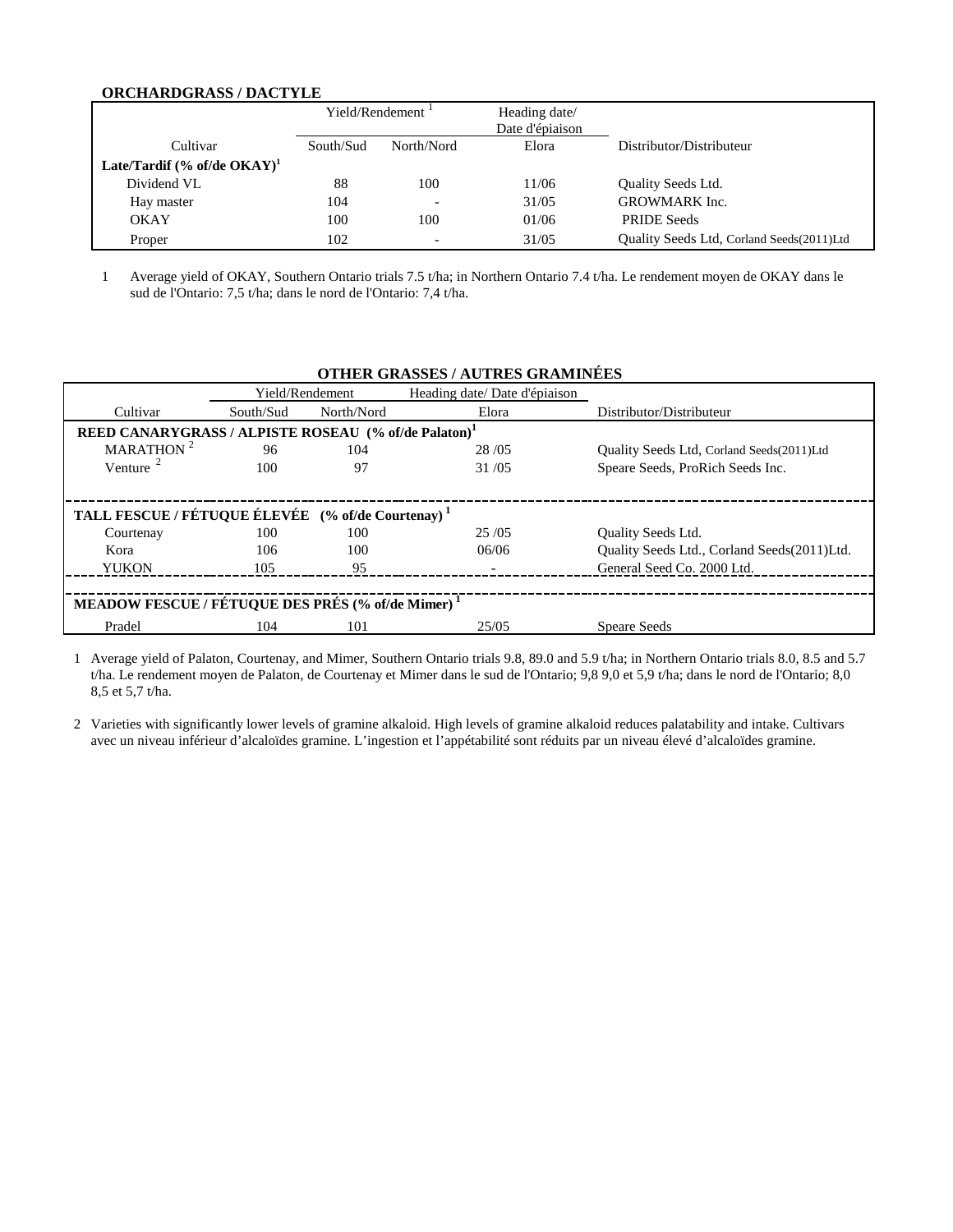## ORCHARDGRASS / DACTYLE

| Cultivar | Yield/Rendement [1] | | Heading date/ Date d'épiaison | Distributor/Distributeur |
|---|---|---|---|---|
| | South/Sud | North/Nord | Elora | |
| **Late/Tardif (% of/de OKAY)[1]** | | | | |
| Dividend VL | 88 | 100 | 11/06 | Quality Seeds Ltd. |
| Hay master | 104 | - | 31/05 | GROWMARK Inc. |
| OKAY | 100 | 100 | 01/06 | PRIDE Seeds |
| Proper | 102 | - | 31/05 | Quality Seeds Ltd, Corland Seeds(2011)Ltd |

1 Average yield of OKAY, Southern Ontario trials 7.5 t/ha; in Northern Ontario 7.4 t/ha. Le rendement moyen de OKAY dans le sud de l'Ontario: 7,5 t/ha; dans le nord de l'Ontario: 7,4 t/ha.

## OTHER GRASSES / AUTRES GRAMINÉES

| Cultivar | Yield/Rendement | | Heading date/ Date d'épiaison | Distributor/Distributeur |
|---|---|---|---|---|
| | South/Sud | North/Nord | Elora | |
| **REED CANARYGRASS / ALPISTE ROSEAU (% of/de Palaton)[1]** | | | | |
| MARATHON [2] | 96 | 104 | 28 /05 | Quality Seeds Ltd, Corland Seeds(2011)Ltd |
| Venture [2] | 100 | 97 | 31 /05 | Speare Seeds, ProRich Seeds Inc. |
| **TALL FESCUE / FÉTUQUE ÉLEVÉE (% of/de Courtenay) [1]** | | | | |
| Courtenay | 100 | 100 | 25 /05 | Quality Seeds Ltd. |
| Kora | 106 | 100 | 06/06 | Quality Seeds Ltd., Corland Seeds(2011)Ltd. |
| YUKON | 105 | 95 | - | General Seed Co. 2000 Ltd. |
| **MEADOW FESCUE / FÉTUQUE DES PRÉS (% of/de Mimer) [1]** | | | | |
| Pradel | 104 | 101 | 25/05 | Speare Seeds |

1 Average yield of Palaton, Courtenay, and Mimer, Southern Ontario trials 9.8, 89.0 and 5.9 t/ha; in Northern Ontario trials 8.0, 8.5 and 5.7 t/ha. Le rendement moyen de Palaton, de Courtenay et Mimer dans le sud de l'Ontario; 9,8 9,0 et 5,9 t/ha; dans le nord de l'Ontario; 8,0 8,5 et 5,7 t/ha.

2 Varieties with significantly lower levels of gramine alkaloid. High levels of gramine alkaloid reduces palatability and intake. Cultivars avec un niveau inférieur d'alcaloïdes gramine. L'ingestion et l'appétabilité sont réduits par un niveau élevé d'alcaloïdes gramine.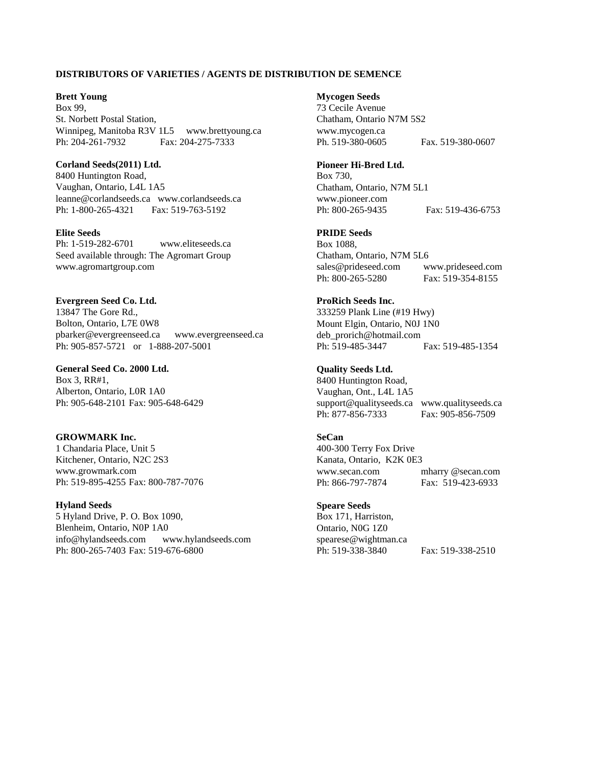**DISTRIBUTORS OF VARIETIES / AGENTS DE DISTRIBUTION DE SEMENCE**

**Brett Young**
Box 99,
St. Norbett Postal Station,
Winnipeg, Manitoba R3V 1L5 www.brettyoung.ca
Ph: 204-261-7932 Fax: 204-275-7333

**Corland Seeds(2011) Ltd.**
8400 Huntington Road,
Vaughan, Ontario, L4L 1A5
leanne@corlandseeds.ca www.corlandseeds.ca
Ph: 1-800-265-4321 Fax: 519-763-5192

**Elite Seeds**
Ph: 1-519-282-6701 www.eliteseeds.ca
Seed available through: The Agromart Group
www.agromartgroup.com

**Evergreen Seed Co. Ltd.**
13847 The Gore Rd.,
Bolton, Ontario, L7E 0W8
pbarker@evergreenseed.ca www.evergreenseed.ca
Ph: 905-857-5721 or 1-888-207-5001

**General Seed Co. 2000 Ltd.**
Box 3, RR#1,
Alberton, Ontario, L0R 1A0
Ph: 905-648-2101 Fax: 905-648-6429

**GROWMARK Inc.**
1 Chandaria Place, Unit 5
Kitchener, Ontario, N2C 2S3
www.growmark.com
Ph: 519-895-4255 Fax: 800-787-7076

**Hyland Seeds**
5 Hyland Drive, P. O. Box 1090,
Blenheim, Ontario, N0P 1A0
info@hylandseeds.com www.hylandseeds.com
Ph: 800-265-7403 Fax: 519-676-6800

**Mycogen Seeds**
73 Cecile Avenue
Chatham, Ontario N7M 5S2
www.mycogen.ca
Ph. 519-380-0605 Fax. 519-380-0607

**Pioneer Hi-Bred Ltd.**
Box 730,
Chatham, Ontario, N7M 5L1
www.pioneer.com
Ph: 800-265-9435 Fax: 519-436-6753

**PRIDE Seeds**
Box 1088,
Chatham, Ontario, N7M 5L6
sales@prideseed.com www.prideseed.com
Ph: 800-265-5280 Fax: 519-354-8155

**ProRich Seeds Inc.**
333259 Plank Line (#19 Hwy)
Mount Elgin, Ontario, N0J 1N0
deb_prorich@hotmail.com
Ph: 519-485-3447 Fax: 519-485-1354

**Quality Seeds Ltd.**
8400 Huntington Road,
Vaughan, Ont., L4L 1A5
support@qualityseeds.ca www.qualityseeds.ca
Ph: 877-856-7333 Fax: 905-856-7509

**SeCan**
400-300 Terry Fox Drive
Kanata, Ontario, K2K 0E3
www.secan.com mharry @secan.com
Ph: 866-797-7874 Fax: 519-423-6933

**Speare Seeds**
Box 171, Harriston,
Ontario, N0G 1Z0
spearese@wightman.ca
Ph: 519-338-3840 Fax: 519-338-2510